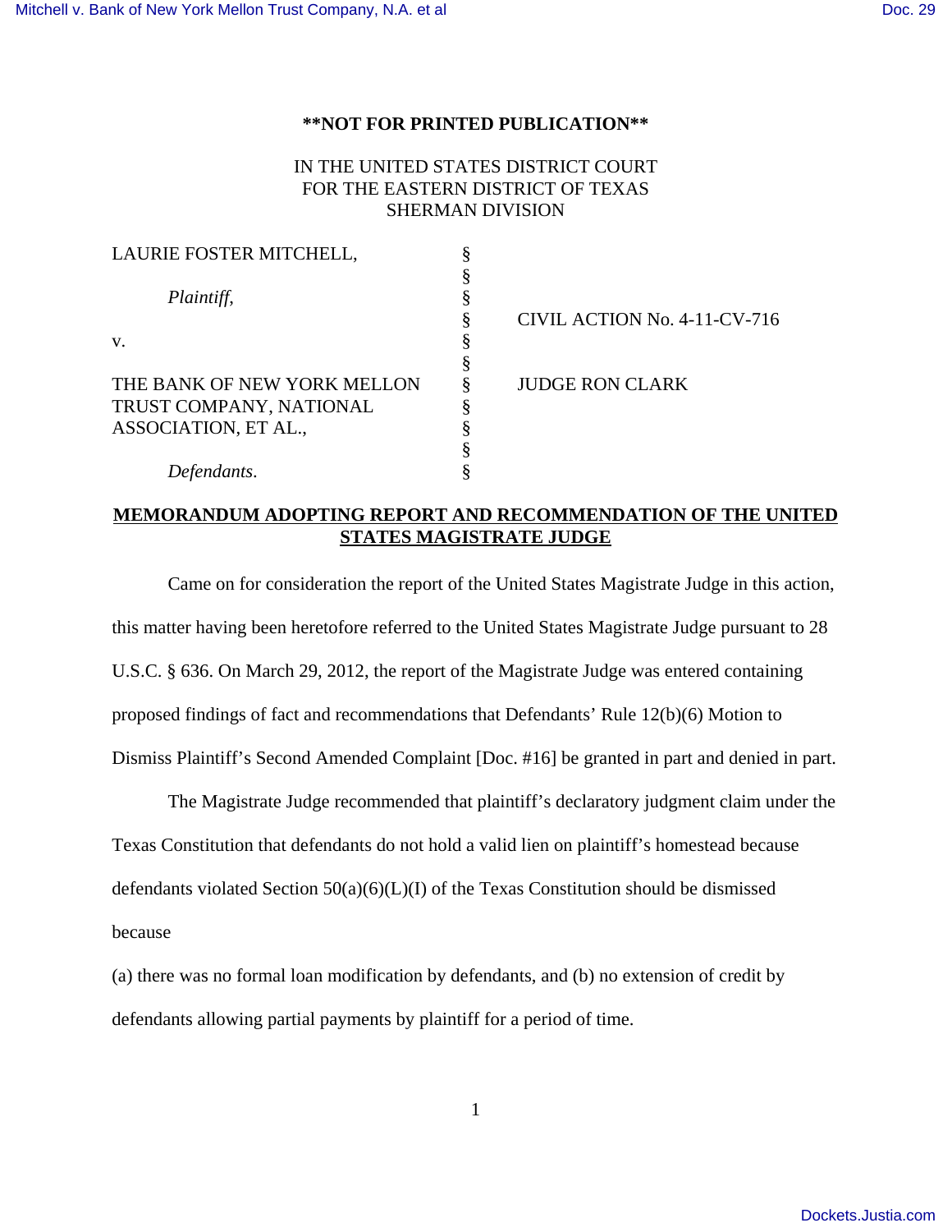**NOT FOR PRINTED PUBLICATION**

IN THE UNITED STATES DISTRICT COURT
FOR THE EASTERN DISTRICT OF TEXAS
SHERMAN DIVISION

| | | |
|---|---|---|
| LAURIE FOSTER MITCHELL, | § | |
| | § | |
| *Plaintiff*, | § | |
| | § | CIVIL ACTION No. 4-11-CV-716 |
| v. | § | |
| | § | |
| THE BANK OF NEW YORK MELLON TRUST COMPANY, NATIONAL ASSOCIATION, ET AL., | § | JUDGE RON CLARK |
| | § | |
| *Defendants*. | § | |

## MEMORANDUM ADOPTING REPORT AND RECOMMENDATION OF THE UNITED STATES MAGISTRATE JUDGE

Came on for consideration the report of the United States Magistrate Judge in this action, this matter having been heretofore referred to the United States Magistrate Judge pursuant to 28 U.S.C. § 636. On March 29, 2012, the report of the Magistrate Judge was entered containing proposed findings of fact and recommendations that Defendants' Rule 12(b)(6) Motion to Dismiss Plaintiff's Second Amended Complaint [Doc. #16] be granted in part and denied in part.

The Magistrate Judge recommended that plaintiff's declaratory judgment claim under the Texas Constitution that defendants do not hold a valid lien on plaintiff's homestead because defendants violated Section 50(a)(6)(L)(I) of the Texas Constitution should be dismissed because

(a) there was no formal loan modification by defendants, and (b) no extension of credit by defendants allowing partial payments by plaintiff for a period of time.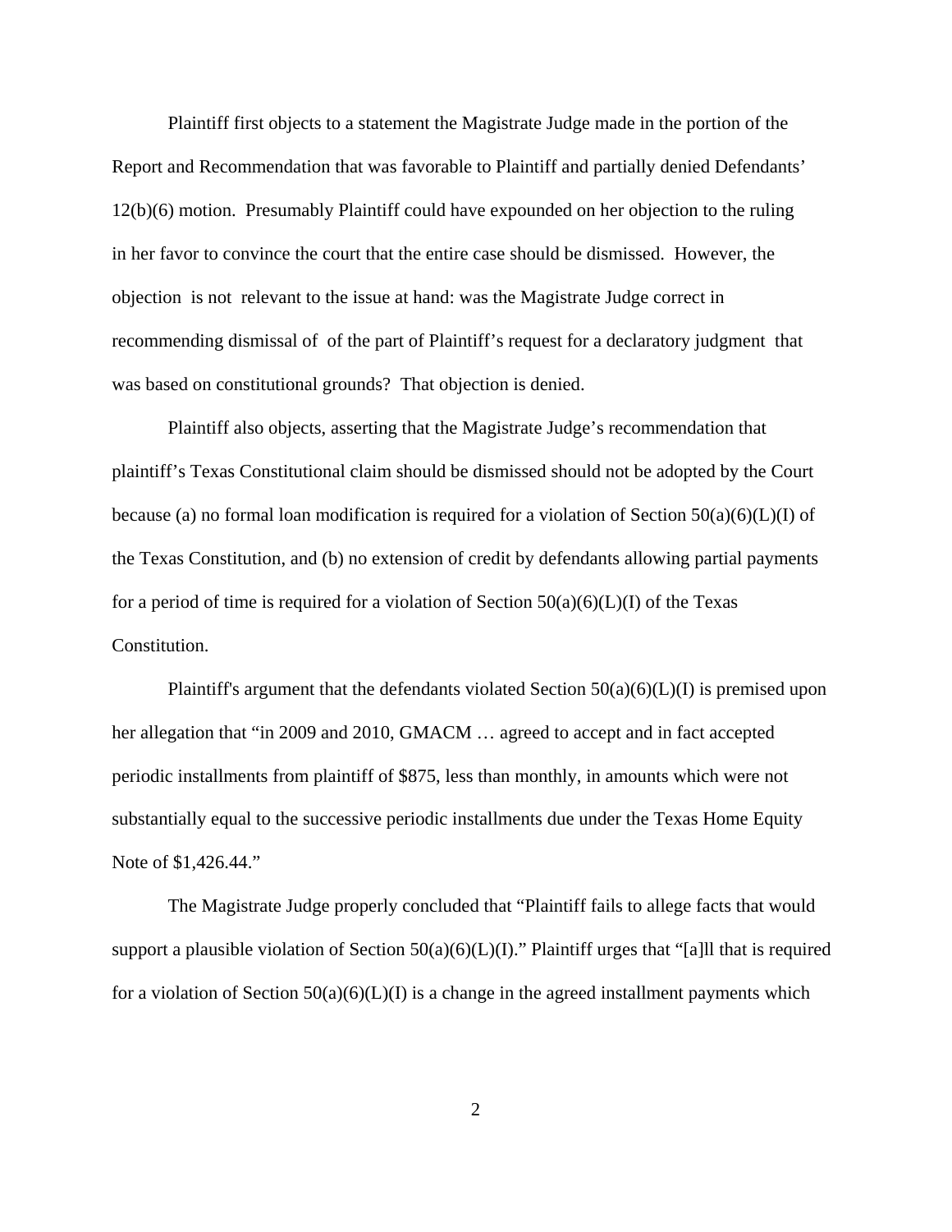Plaintiff first objects to a statement the Magistrate Judge made in the portion of the Report and Recommendation that was favorable to Plaintiff and partially denied Defendants' 12(b)(6) motion. Presumably Plaintiff could have expounded on her objection to the ruling in her favor to convince the court that the entire case should be dismissed. However, the objection is not relevant to the issue at hand: was the Magistrate Judge correct in recommending dismissal of of the part of Plaintiff's request for a declaratory judgment that was based on constitutional grounds? That objection is denied.

Plaintiff also objects, asserting that the Magistrate Judge's recommendation that plaintiff's Texas Constitutional claim should be dismissed should not be adopted by the Court because (a) no formal loan modification is required for a violation of Section 50(a)(6)(L)(I) of the Texas Constitution, and (b) no extension of credit by defendants allowing partial payments for a period of time is required for a violation of Section 50(a)(6)(L)(I) of the Texas Constitution.

Plaintiff's argument that the defendants violated Section 50(a)(6)(L)(I) is premised upon her allegation that "in 2009 and 2010, GMACM … agreed to accept and in fact accepted periodic installments from plaintiff of $875, less than monthly, in amounts which were not substantially equal to the successive periodic installments due under the Texas Home Equity Note of $1,426.44."

The Magistrate Judge properly concluded that "Plaintiff fails to allege facts that would support a plausible violation of Section 50(a)(6)(L)(I)." Plaintiff urges that "[a]ll that is required for a violation of Section 50(a)(6)(L)(I) is a change in the agreed installment payments which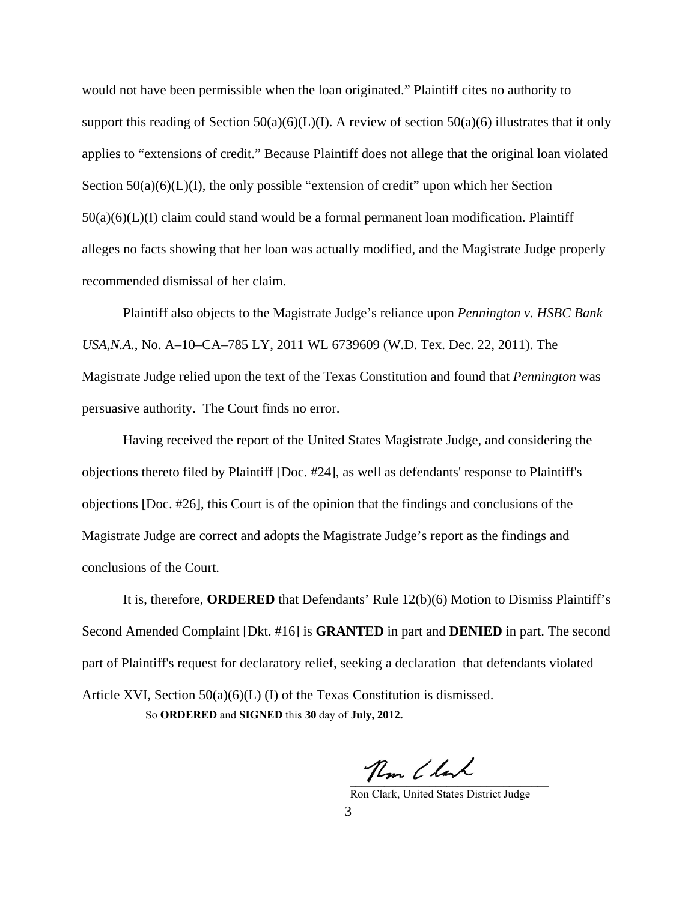would not have been permissible when the loan originated." Plaintiff cites no authority to support this reading of Section 50(a)(6)(L)(I). A review of section 50(a)(6) illustrates that it only applies to "extensions of credit." Because Plaintiff does not allege that the original loan violated Section 50(a)(6)(L)(I), the only possible "extension of credit" upon which her Section 50(a)(6)(L)(I) claim could stand would be a formal permanent loan modification. Plaintiff alleges no facts showing that her loan was actually modified, and the Magistrate Judge properly recommended dismissal of her claim.

Plaintiff also objects to the Magistrate Judge's reliance upon *Pennington v. HSBC Bank USA,N.A.*, No. A–10–CA–785 LY, 2011 WL 6739609 (W.D. Tex. Dec. 22, 2011). The Magistrate Judge relied upon the text of the Texas Constitution and found that *Pennington* was persuasive authority. The Court finds no error.

Having received the report of the United States Magistrate Judge, and considering the objections thereto filed by Plaintiff [Doc. #24], as well as defendants' response to Plaintiff's objections [Doc. #26], this Court is of the opinion that the findings and conclusions of the Magistrate Judge are correct and adopts the Magistrate Judge's report as the findings and conclusions of the Court.

It is, therefore, **ORDERED** that Defendants' Rule 12(b)(6) Motion to Dismiss Plaintiff's Second Amended Complaint [Dkt. #16] is **GRANTED** in part and **DENIED** in part. The second part of Plaintiff's request for declaratory relief, seeking a declaration that defendants violated Article XVI, Section 50(a)(6)(L) (I) of the Texas Constitution is dismissed.

So **ORDERED** and **SIGNED** this **30** day of **July, 2012.**

Ron Clark, United States District Judge